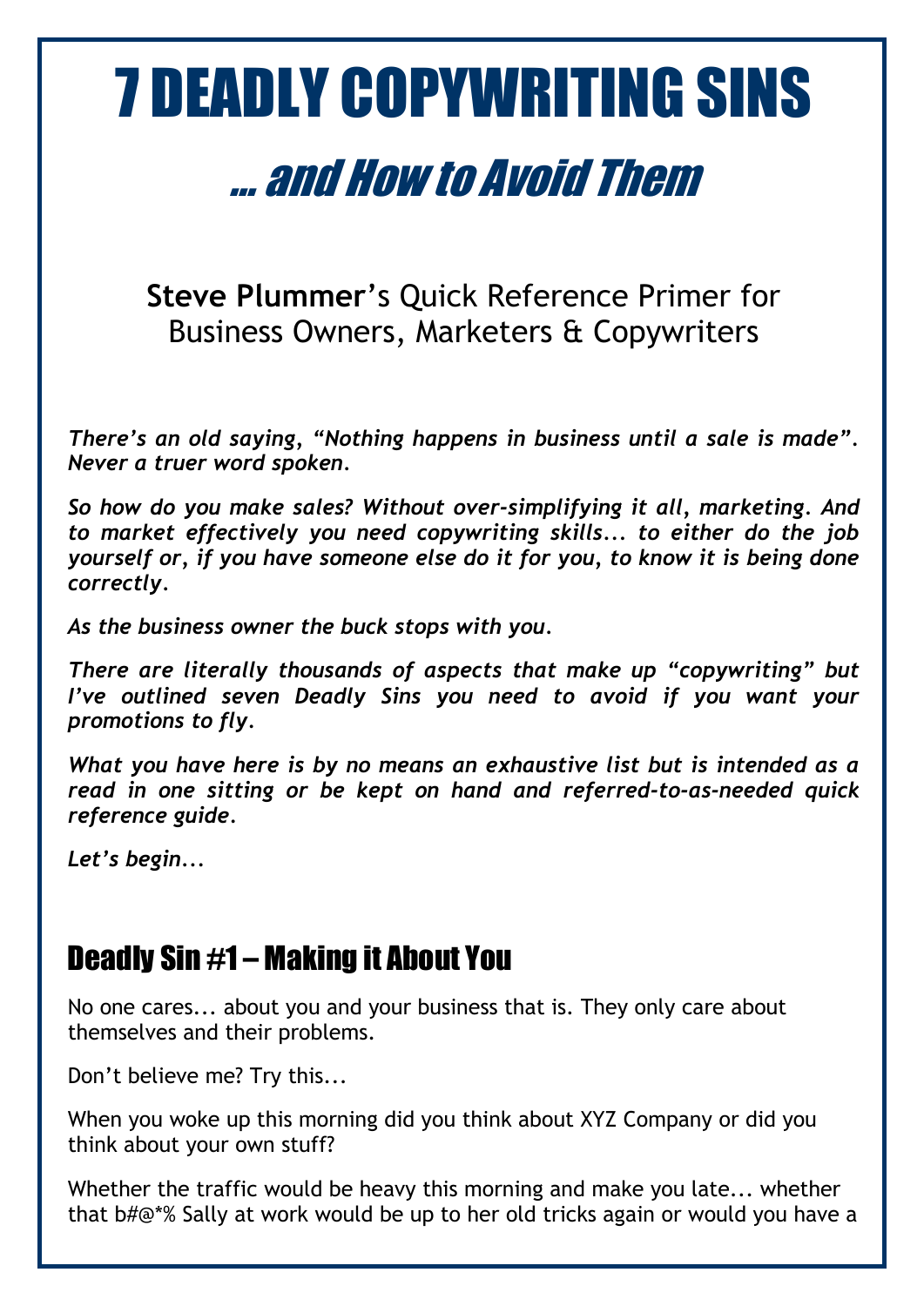# 7 DEADLY COPYWRITING SINS

## ... and How to Avoid Them

**Steve Plummer**'s Quick Reference Primer for Business Owners, Marketers & Copywriters

***There's an old saying, "Nothing happens in business until a sale is made". Never a truer word spoken.***

***So how do you make sales? Without over-simplifying it all, marketing. And to market effectively you need copywriting skills... to either do the job yourself or, if you have someone else do it for you, to know it is being done correctly.***

***As the business owner the buck stops with you.***

***There are literally thousands of aspects that make up "copywriting" but I've outlined seven Deadly Sins you need to avoid if you want your promotions to fly.***

***What you have here is by no means an exhaustive list but is intended as a read in one sitting or be kept on hand and referred-to-as-needed quick reference guide.***

***Let's begin...***

## Deadly Sin #1 – Making it About You

No one cares... about you and your business that is. They only care about themselves and their problems.

Don't believe me? Try this...

When you woke up this morning did you think about XYZ Company or did you think about your own stuff?

Whether the traffic would be heavy this morning and make you late... whether that b#@*% Sally at work would be up to her old tricks again or would you have a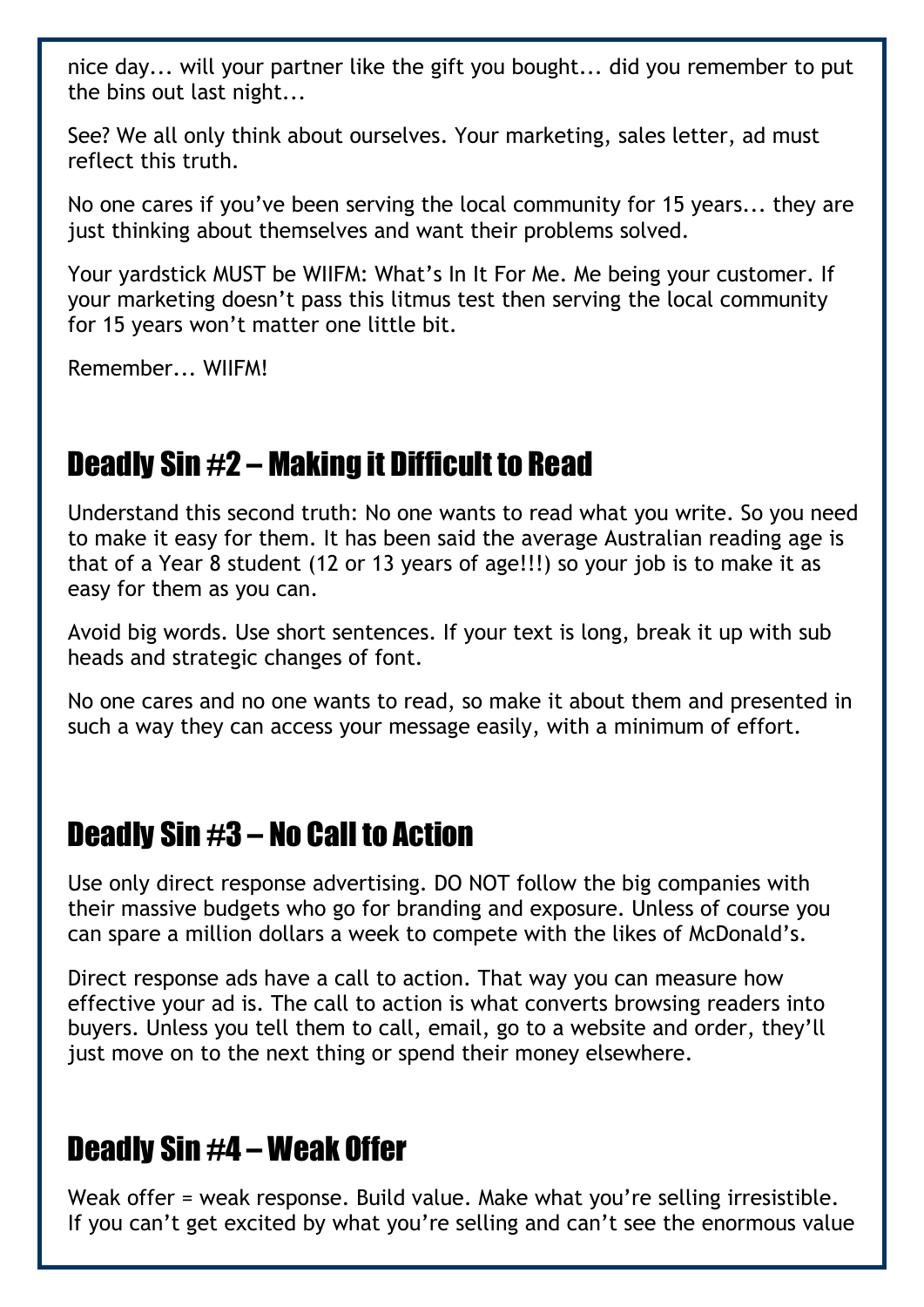nice day... will your partner like the gift you bought... did you remember to put the bins out last night...

See? We all only think about ourselves. Your marketing, sales letter, ad must reflect this truth.

No one cares if you've been serving the local community for 15 years... they are just thinking about themselves and want their problems solved.

Your yardstick MUST be WIIFM: What's In It For Me. Me being your customer. If your marketing doesn't pass this litmus test then serving the local community for 15 years won't matter one little bit.

Remember... WIIFM!

## Deadly Sin #2 – Making it Difficult to Read

Understand this second truth: No one wants to read what you write. So you need to make it easy for them. It has been said the average Australian reading age is that of a Year 8 student (12 or 13 years of age!!!) so your job is to make it as easy for them as you can.

Avoid big words. Use short sentences. If your text is long, break it up with sub heads and strategic changes of font.

No one cares and no one wants to read, so make it about them and presented in such a way they can access your message easily, with a minimum of effort.

## Deadly Sin #3 – No Call to Action

Use only direct response advertising. DO NOT follow the big companies with their massive budgets who go for branding and exposure. Unless of course you can spare a million dollars a week to compete with the likes of McDonald's.

Direct response ads have a call to action. That way you can measure how effective your ad is. The call to action is what converts browsing readers into buyers. Unless you tell them to call, email, go to a website and order, they'll just move on to the next thing or spend their money elsewhere.

## Deadly Sin #4 – Weak Offer

Weak offer = weak response. Build value. Make what you're selling irresistible. If you can't get excited by what you're selling and can't see the enormous value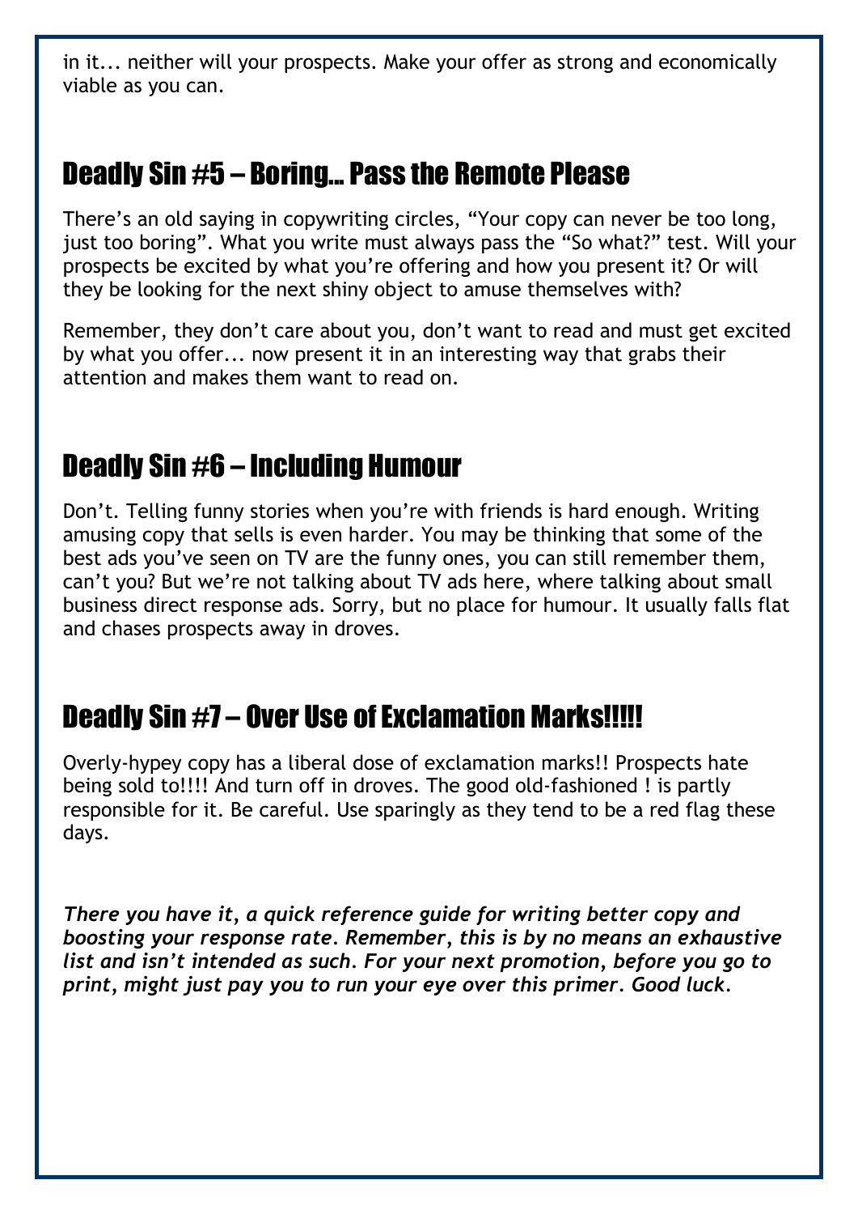in it... neither will your prospects. Make your offer as strong and economically viable as you can.

## Deadly Sin #5 – Boring... Pass the Remote Please

There's an old saying in copywriting circles, "Your copy can never be too long, just too boring". What you write must always pass the "So what?" test. Will your prospects be excited by what you're offering and how you present it? Or will they be looking for the next shiny object to amuse themselves with?

Remember, they don't care about you, don't want to read and must get excited by what you offer... now present it in an interesting way that grabs their attention and makes them want to read on.

## Deadly Sin #6 – Including Humour

Don't. Telling funny stories when you're with friends is hard enough. Writing amusing copy that sells is even harder. You may be thinking that some of the best ads you've seen on TV are the funny ones, you can still remember them, can't you? But we're not talking about TV ads here, where talking about small business direct response ads. Sorry, but no place for humour. It usually falls flat and chases prospects away in droves.

## Deadly Sin #7 – Over Use of Exclamation Marks!!!!!

Overly-hypey copy has a liberal dose of exclamation marks!! Prospects hate being sold to!!!! And turn off in droves. The good old-fashioned ! is partly responsible for it. Be careful. Use sparingly as they tend to be a red flag these days.

***There you have it, a quick reference guide for writing better copy and boosting your response rate. Remember, this is by no means an exhaustive list and isn't intended as such. For your next promotion, before you go to print, might just pay you to run your eye over this primer. Good luck.***